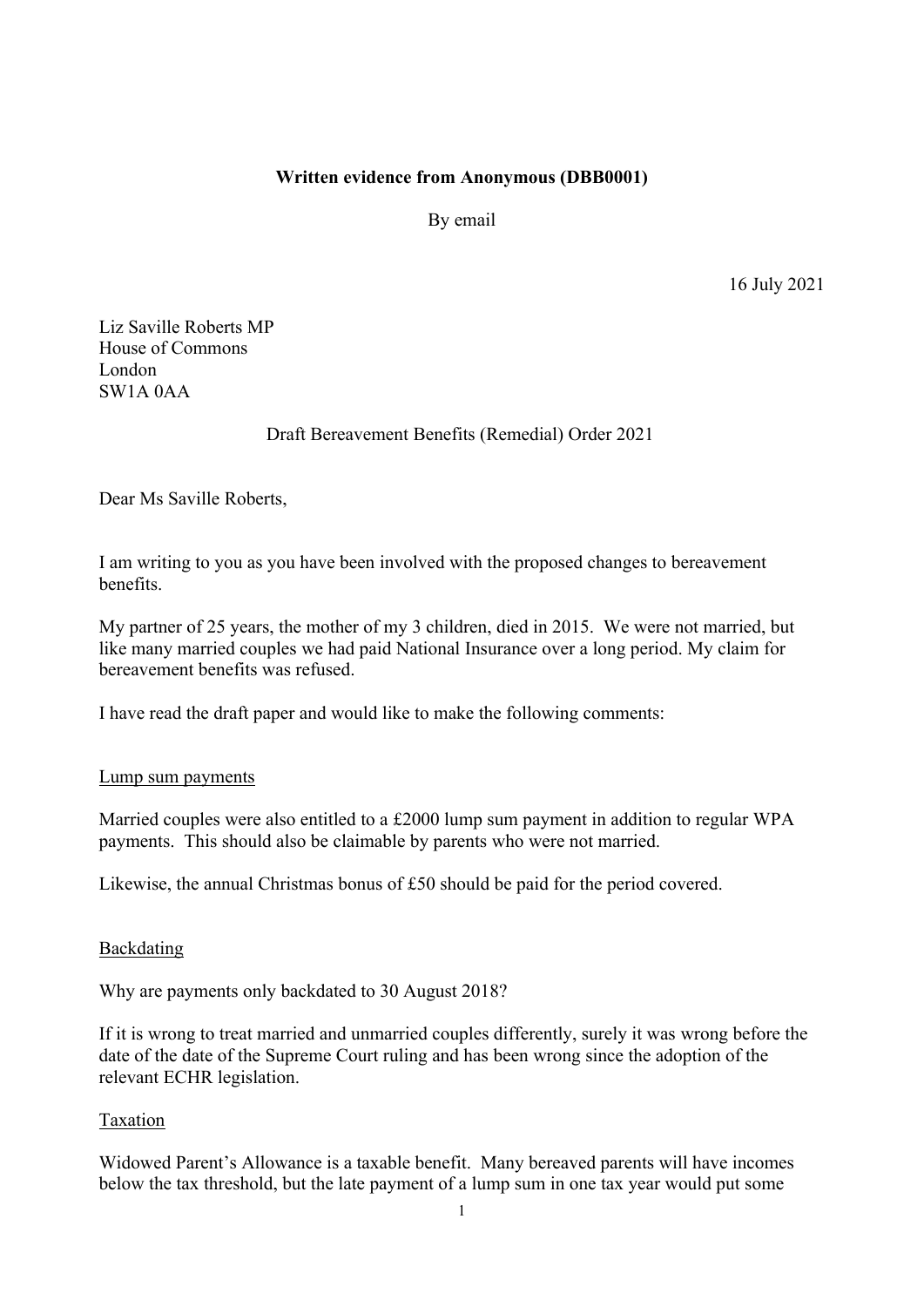**Written evidence from Anonymous (DBB0001)**

By email

16 July 2021

Liz Saville Roberts MP
House of Commons
London
SW1A 0AA

Draft Bereavement Benefits (Remedial) Order 2021

Dear Ms Saville Roberts,

I am writing to you as you have been involved with the proposed changes to bereavement benefits.

My partner of 25 years, the mother of my 3 children, died in 2015. We were not married, but like many married couples we had paid National Insurance over a long period. My claim for bereavement benefits was refused.

I have read the draft paper and would like to make the following comments:

<u>Lump sum payments</u>

Married couples were also entitled to a £2000 lump sum payment in addition to regular WPA payments. This should also be claimable by parents who were not married.

Likewise, the annual Christmas bonus of £50 should be paid for the period covered.

<u>Backdating</u>

Why are payments only backdated to 30 August 2018?

If it is wrong to treat married and unmarried couples differently, surely it was wrong before the date of the date of the Supreme Court ruling and has been wrong since the adoption of the relevant ECHR legislation.

<u>Taxation</u>

Widowed Parent's Allowance is a taxable benefit. Many bereaved parents will have incomes below the tax threshold, but the late payment of a lump sum in one tax year would put some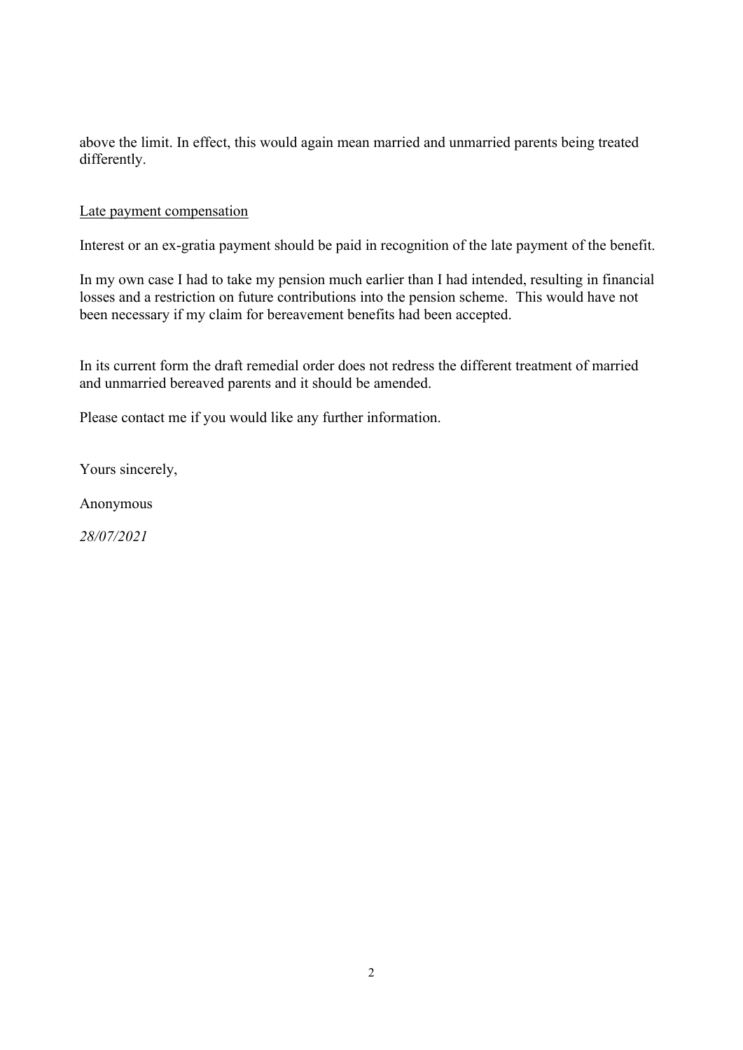above the limit. In effect, this would again mean married and unmarried parents being treated differently.

Late payment compensation

Interest or an ex-gratia payment should be paid in recognition of the late payment of the benefit.

In my own case I had to take my pension much earlier than I had intended, resulting in financial losses and a restriction on future contributions into the pension scheme. This would have not been necessary if my claim for bereavement benefits had been accepted.

In its current form the draft remedial order does not redress the different treatment of married and unmarried bereaved parents and it should be amended.

Please contact me if you would like any further information.

Yours sincerely,

Anonymous

*28/07/2021*